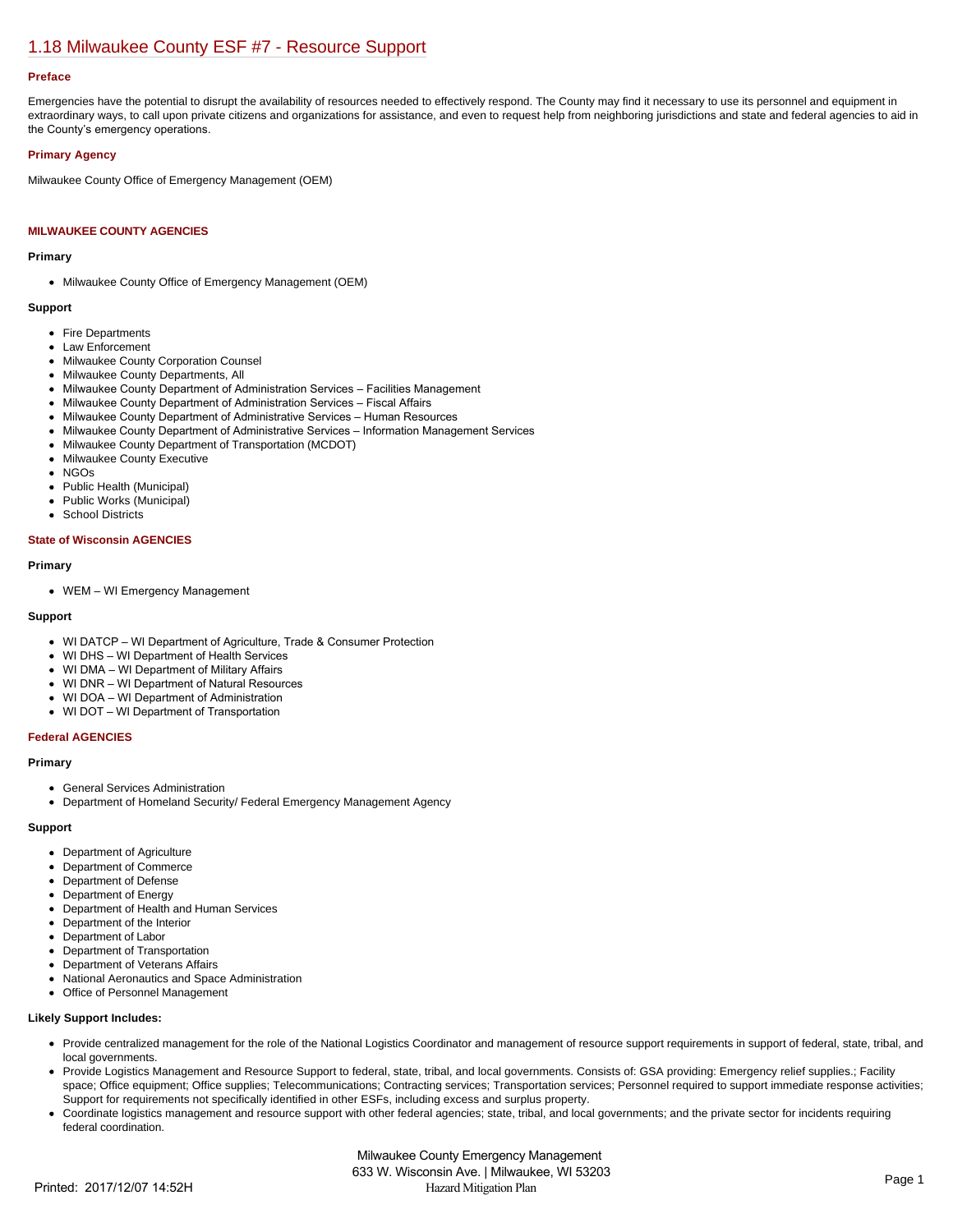# 1.18 Milwaukee County ESF #7 - Resource Support

### Preface

Emergencies have the potential to disrupt the availability of resources needed to effectively respond. The County may find it necessary to use its personnel and equipment in extraordinary ways, to call upon private citizens and organizations for assistance, and even to request help from neighboring jurisdictions and state and federal agencies to aid in the County's emergency operations.

### Primary Agency

Milwaukee County Office of Emergency Management (OEM)

### MILWAUKEE COUNTY AGENCIES

**Primary**

- Milwaukee County Office of Emergency Management (OEM)

**Support**

- Fire Departments
- Law Enforcement
- Milwaukee County Corporation Counsel
- Milwaukee County Departments, All
- Milwaukee County Department of Administration Services – Facilities Management
- Milwaukee County Department of Administration Services – Fiscal Affairs
- Milwaukee County Department of Administrative Services – Human Resources
- Milwaukee County Department of Administrative Services – Information Management Services
- Milwaukee County Department of Transportation (MCDOT)
- Milwaukee County Executive
- NGOs
- Public Health (Municipal)
- Public Works (Municipal)
- School Districts

### State of Wisconsin AGENCIES

**Primary**

- WEM – WI Emergency Management

**Support**

- WI DATCP – WI Department of Agriculture, Trade & Consumer Protection
- WI DHS – WI Department of Health Services
- WI DMA – WI Department of Military Affairs
- WI DNR – WI Department of Natural Resources
- WI DOA – WI Department of Administration
- WI DOT – WI Department of Transportation

### Federal AGENCIES

**Primary**

- General Services Administration
- Department of Homeland Security/ Federal Emergency Management Agency

**Support**

- Department of Agriculture
- Department of Commerce
- Department of Defense
- Department of Energy
- Department of Health and Human Services
- Department of the Interior
- Department of Labor
- Department of Transportation
- Department of Veterans Affairs
- National Aeronautics and Space Administration
- Office of Personnel Management

**Likely Support Includes:**

- Provide centralized management for the role of the National Logistics Coordinator and management of resource support requirements in support of federal, state, tribal, and local governments.
- Provide Logistics Management and Resource Support to federal, state, tribal, and local governments. Consists of: GSA providing: Emergency relief supplies.; Facility space; Office equipment; Office supplies; Telecommunications; Contracting services; Transportation services; Personnel required to support immediate response activities; Support for requirements not specifically identified in other ESFs, including excess and surplus property.
- Coordinate logistics management and resource support with other federal agencies; state, tribal, and local governments; and the private sector for incidents requiring federal coordination.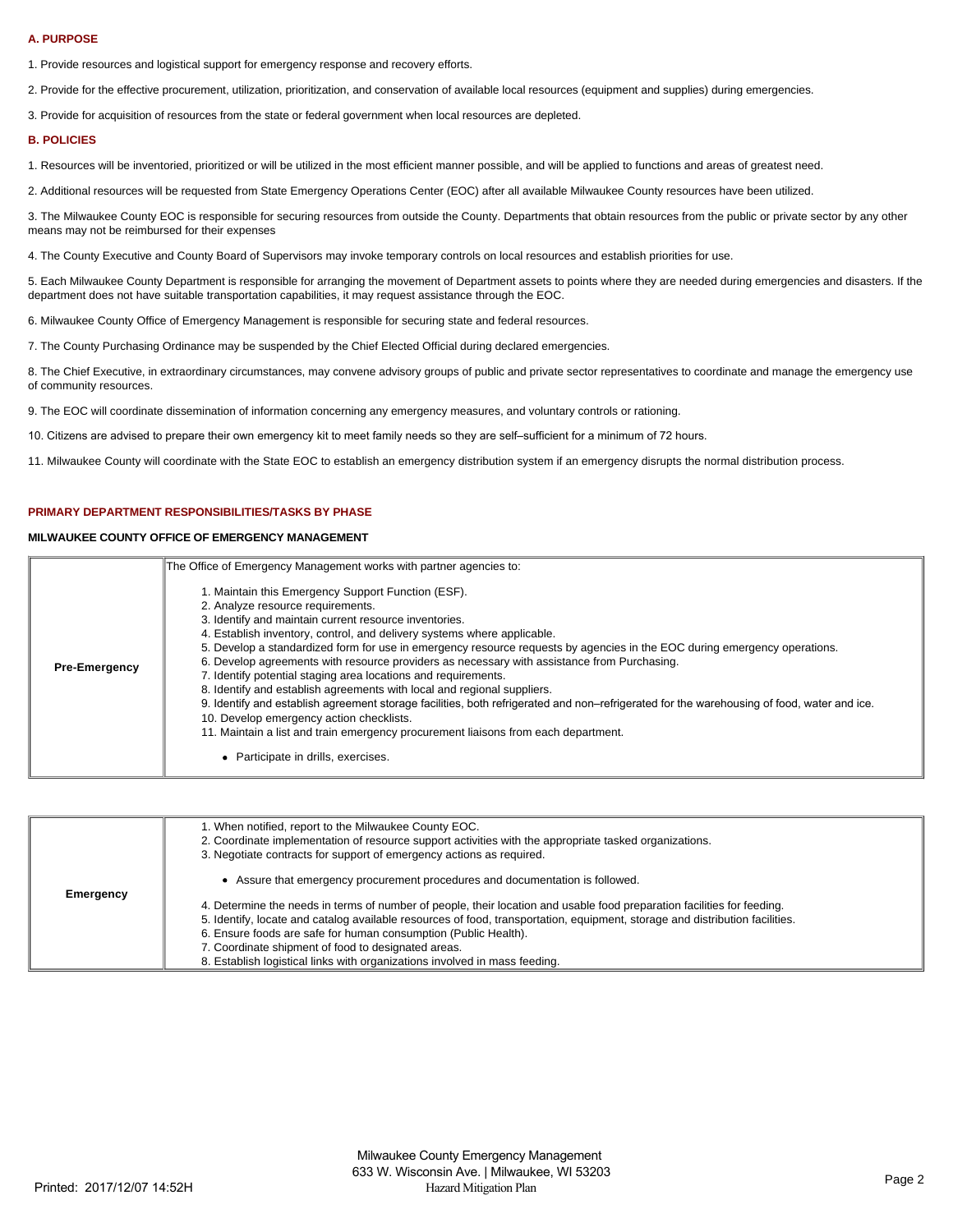#### A. PURPOSE

1. Provide resources and logistical support for emergency response and recovery efforts.

2. Provide for the effective procurement, utilization, prioritization, and conservation of available local resources (equipment and supplies) during emergencies.

3. Provide for acquisition of resources from the state or federal government when local resources are depleted.

#### B. POLICIES

1. Resources will be inventoried, prioritized or will be utilized in the most efficient manner possible, and will be applied to functions and areas of greatest need.

2. Additional resources will be requested from State Emergency Operations Center (EOC) after all available Milwaukee County resources have been utilized.

3. The Milwaukee County EOC is responsible for securing resources from outside the County. Departments that obtain resources from the public or private sector by any other means may not be reimbursed for their expenses

4. The County Executive and County Board of Supervisors may invoke temporary controls on local resources and establish priorities for use.

5. Each Milwaukee County Department is responsible for arranging the movement of Department assets to points where they are needed during emergencies and disasters. If the department does not have suitable transportation capabilities, it may request assistance through the EOC.

6. Milwaukee County Office of Emergency Management is responsible for securing state and federal resources.

7. The County Purchasing Ordinance may be suspended by the Chief Elected Official during declared emergencies.

8. The Chief Executive, in extraordinary circumstances, may convene advisory groups of public and private sector representatives to coordinate and manage the emergency use of community resources.

9. The EOC will coordinate dissemination of information concerning any emergency measures, and voluntary controls or rationing.

10. Citizens are advised to prepare their own emergency kit to meet family needs so they are self–sufficient for a minimum of 72 hours.

11. Milwaukee County will coordinate with the State EOC to establish an emergency distribution system if an emergency disrupts the normal distribution process.

#### PRIMARY DEPARTMENT RESPONSIBILITIES/TASKS BY PHASE

##### MILWAUKEE COUNTY OFFICE OF EMERGENCY MANAGEMENT

| | |
|---|---|
| **Pre-Emergency** | The Office of Emergency Management works with partner agencies to:<br><br>1. Maintain this Emergency Support Function (ESF).<br>2. Analyze resource requirements.<br>3. Identify and maintain current resource inventories.<br>4. Establish inventory, control, and delivery systems where applicable.<br>5. Develop a standardized form for use in emergency resource requests by agencies in the EOC during emergency operations.<br>6. Develop agreements with resource providers as necessary with assistance from Purchasing.<br>7. Identify potential staging area locations and requirements.<br>8. Identify and establish agreements with local and regional suppliers.<br>9. Identify and establish agreement storage facilities, both refrigerated and non–refrigerated for the warehousing of food, water and ice.<br>10. Develop emergency action checklists.<br>11. Maintain a list and train emergency procurement liaisons from each department.<br><br>• Participate in drills, exercises. |

| | |
|---|---|
| **Emergency** | 1. When notified, report to the Milwaukee County EOC.<br>2. Coordinate implementation of resource support activities with the appropriate tasked organizations.<br>3. Negotiate contracts for support of emergency actions as required.<br><br>• Assure that emergency procurement procedures and documentation is followed.<br><br>4. Determine the needs in terms of number of people, their location and usable food preparation facilities for feeding.<br>5. Identify, locate and catalog available resources of food, transportation, equipment, storage and distribution facilities.<br>6. Ensure foods are safe for human consumption (Public Health).<br>7. Coordinate shipment of food to designated areas.<br>8. Establish logistical links with organizations involved in mass feeding. |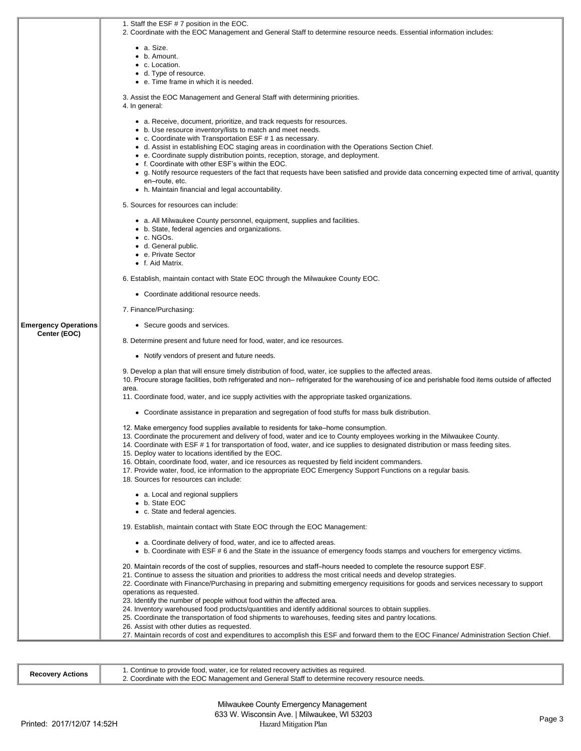| | |
|---|---|
| **Emergency Operations Center (EOC)** | 1. Staff the ESF # 7 position in the EOC.<br>2. Coordinate with the EOC Management and General Staff to determine resource needs. Essential information includes:<br>• a. Size.<br>• b. Amount.<br>• c. Location.<br>• d. Type of resource.<br>• e. Time frame in which it is needed.<br>3. Assist the EOC Management and General Staff with determining priorities.<br>4. In general:<br>• a. Receive, document, prioritize, and track requests for resources.<br>• b. Use resource inventory/lists to match and meet needs.<br>• c. Coordinate with Transportation ESF # 1 as necessary.<br>• d. Assist in establishing EOC staging areas in coordination with the Operations Section Chief.<br>• e. Coordinate supply distribution points, reception, storage, and deployment.<br>• f. Coordinate with other ESF's within the EOC.<br>• g. Notify resource requesters of the fact that requests have been satisfied and provide data concerning expected time of arrival, quantity en–route, etc.<br>• h. Maintain financial and legal accountability.<br>5. Sources for resources can include:<br>• a. All Milwaukee County personnel, equipment, supplies and facilities.<br>• b. State, federal agencies and organizations.<br>• c. NGOs.<br>• d. General public.<br>• e. Private Sector<br>• f. Aid Matrix.<br>6. Establish, maintain contact with State EOC through the Milwaukee County EOC.<br>• Coordinate additional resource needs.<br>7. Finance/Purchasing:<br>• Secure goods and services.<br>8. Determine present and future need for food, water, and ice resources.<br>• Notify vendors of present and future needs.<br>9. Develop a plan that will ensure timely distribution of food, water, ice supplies to the affected areas.<br>10. Procure storage facilities, both refrigerated and non– refrigerated for the warehousing of ice and perishable food items outside of affected area.<br>11. Coordinate food, water, and ice supply activities with the appropriate tasked organizations.<br>• Coordinate assistance in preparation and segregation of food stuffs for mass bulk distribution.<br>12. Make emergency food supplies available to residents for take–home consumption.<br>13. Coordinate the procurement and delivery of food, water and ice to County employees working in the Milwaukee County.<br>14. Coordinate with ESF # 1 for transportation of food, water, and ice supplies to designated distribution or mass feeding sites.<br>15. Deploy water to locations identified by the EOC.<br>16. Obtain, coordinate food, water, and ice resources as requested by field incident commanders.<br>17. Provide water, food, ice information to the appropriate EOC Emergency Support Functions on a regular basis.<br>18. Sources for resources can include:<br>• a. Local and regional suppliers<br>• b. State EOC<br>• c. State and federal agencies.<br>19. Establish, maintain contact with State EOC through the EOC Management:<br>• a. Coordinate delivery of food, water, and ice to affected areas.<br>• b. Coordinate with ESF # 6 and the State in the issuance of emergency foods stamps and vouchers for emergency victims.<br>20. Maintain records of the cost of supplies, resources and staff–hours needed to complete the resource support ESF.<br>21. Continue to assess the situation and priorities to address the most critical needs and develop strategies.<br>22. Coordinate with Finance/Purchasing in preparing and submitting emergency requisitions for goods and services necessary to support operations as requested.<br>23. Identify the number of people without food within the affected area.<br>24. Inventory warehoused food products/quantities and identify additional sources to obtain supplies.<br>25. Coordinate the transportation of food shipments to warehouses, feeding sites and pantry locations.<br>26. Assist with other duties as requested.<br>27. Maintain records of cost and expenditures to accomplish this ESF and forward them to the EOC Finance/ Administration Section Chief. |

| | |
|---|---|
| **Recovery Actions** | 1. Continue to provide food, water, ice for related recovery activities as required.<br>2. Coordinate with the EOC Management and General Staff to determine recovery resource needs. |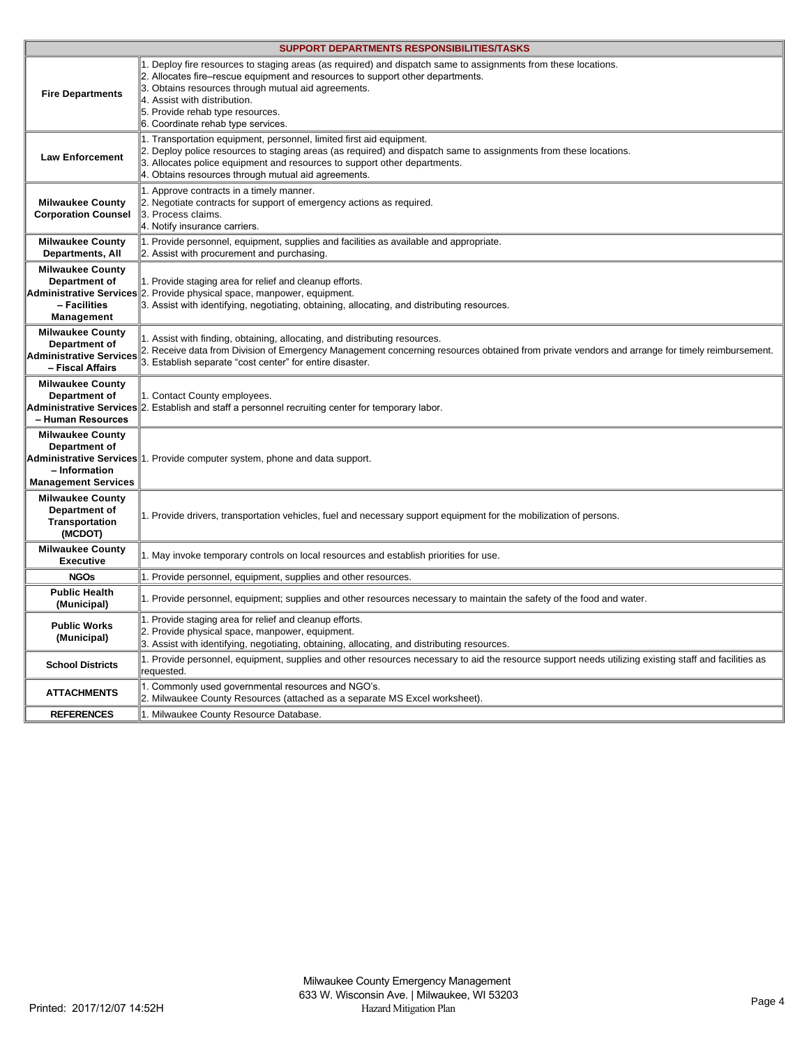| SUPPORT DEPARTMENTS RESPONSIBILITIES/TASKS | |
|---|---|
| **Fire Departments** | 1. Deploy fire resources to staging areas (as required) and dispatch same to assignments from these locations.<br>2. Allocates fire–rescue equipment and resources to support other departments.<br>3. Obtains resources through mutual aid agreements.<br>4. Assist with distribution.<br>5. Provide rehab type resources.<br>6. Coordinate rehab type services. |
| **Law Enforcement** | 1. Transportation equipment, personnel, limited first aid equipment.<br>2. Deploy police resources to staging areas (as required) and dispatch same to assignments from these locations.<br>3. Allocates police equipment and resources to support other departments.<br>4. Obtains resources through mutual aid agreements. |
| **Milwaukee County Corporation Counsel** | 1. Approve contracts in a timely manner.<br>2. Negotiate contracts for support of emergency actions as required.<br>3. Process claims.<br>4. Notify insurance carriers. |
| **Milwaukee County Departments, All** | 1. Provide personnel, equipment, supplies and facilities as available and appropriate.<br>2. Assist with procurement and purchasing. |
| **Milwaukee County Department of Administrative Services – Facilities Management** | 1. Provide staging area for relief and cleanup efforts.<br>2. Provide physical space, manpower, equipment.<br>3. Assist with identifying, negotiating, obtaining, allocating, and distributing resources. |
| **Milwaukee County Department of Administrative Services – Fiscal Affairs** | 1. Assist with finding, obtaining, allocating, and distributing resources.<br>2. Receive data from Division of Emergency Management concerning resources obtained from private vendors and arrange for timely reimbursement.<br>3. Establish separate "cost center" for entire disaster. |
| **Milwaukee County Department of Administrative Services – Human Resources** | 1. Contact County employees.<br>2. Establish and staff a personnel recruiting center for temporary labor. |
| **Milwaukee County Department of Administrative Services – Information Management Services** | 1. Provide computer system, phone and data support. |
| **Milwaukee County Department of Transportation (MCDOT)** | 1. Provide drivers, transportation vehicles, fuel and necessary support equipment for the mobilization of persons. |
| **Milwaukee County Executive** | 1. May invoke temporary controls on local resources and establish priorities for use. |
| **NGOs** | 1. Provide personnel, equipment, supplies and other resources. |
| **Public Health (Municipal)** | 1. Provide personnel, equipment; supplies and other resources necessary to maintain the safety of the food and water. |
| **Public Works (Municipal)** | 1. Provide staging area for relief and cleanup efforts.<br>2. Provide physical space, manpower, equipment.<br>3. Assist with identifying, negotiating, obtaining, allocating, and distributing resources. |
| **School Districts** | 1. Provide personnel, equipment, supplies and other resources necessary to aid the resource support needs utilizing existing staff and facilities as requested. |
| **ATTACHMENTS** | 1. Commonly used governmental resources and NGO's.<br>2. Milwaukee County Resources (attached as a separate MS Excel worksheet). |
| **REFERENCES** | 1. Milwaukee County Resource Database. |

Milwaukee County Emergency Management
633 W. Wisconsin Ave. | Milwaukee, WI 53203
Hazard Mitigation Plan

Printed: 2017/12/07 14:52H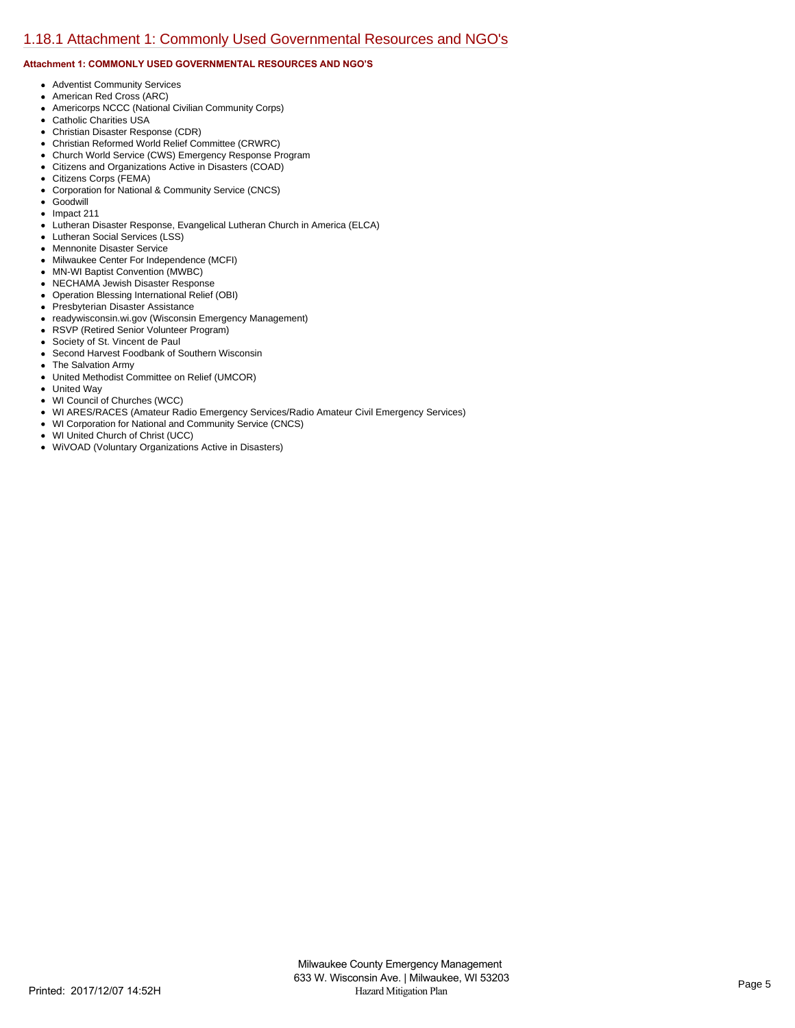## 1.18.1 Attachment 1: Commonly Used Governmental Resources and NGO's

**Attachment 1: COMMONLY USED GOVERNMENTAL RESOURCES AND NGO'S**

- Adventist Community Services
- American Red Cross (ARC)
- Americorps NCCC (National Civilian Community Corps)
- Catholic Charities USA
- Christian Disaster Response (CDR)
- Christian Reformed World Relief Committee (CRWRC)
- Church World Service (CWS) Emergency Response Program
- Citizens and Organizations Active in Disasters (COAD)
- Citizens Corps (FEMA)
- Corporation for National & Community Service (CNCS)
- Goodwill
- Impact 211
- Lutheran Disaster Response, Evangelical Lutheran Church in America (ELCA)
- Lutheran Social Services (LSS)
- Mennonite Disaster Service
- Milwaukee Center For Independence (MCFI)
- MN-WI Baptist Convention (MWBC)
- NECHAMA Jewish Disaster Response
- Operation Blessing International Relief (OBI)
- Presbyterian Disaster Assistance
- readywisconsin.wi.gov (Wisconsin Emergency Management)
- RSVP (Retired Senior Volunteer Program)
- Society of St. Vincent de Paul
- Second Harvest Foodbank of Southern Wisconsin
- The Salvation Army
- United Methodist Committee on Relief (UMCOR)
- United Way
- WI Council of Churches (WCC)
- WI ARES/RACES (Amateur Radio Emergency Services/Radio Amateur Civil Emergency Services)
- WI Corporation for National and Community Service (CNCS)
- WI United Church of Christ (UCC)
- WiVOAD (Voluntary Organizations Active in Disasters)